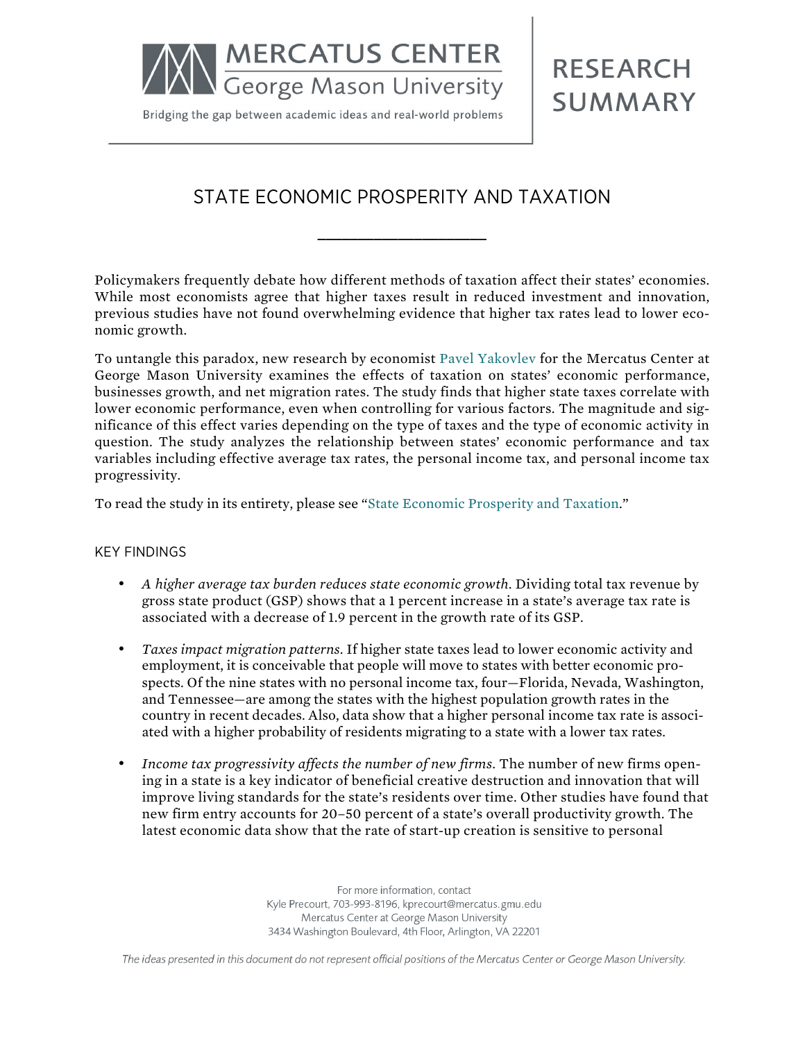MERCATUS CENTER
George Mason University

Bridging the gap between academic ideas and real-world problems

RESEARCH SUMMARY

# STATE ECONOMIC PROSPERITY AND TAXATION

Policymakers frequently debate how different methods of taxation affect their states' economies. While most economists agree that higher taxes result in reduced investment and innovation, previous studies have not found overwhelming evidence that higher tax rates lead to lower economic growth.

To untangle this paradox, new research by economist Pavel Yakovlev for the Mercatus Center at George Mason University examines the effects of taxation on states' economic performance, businesses growth, and net migration rates. The study finds that higher state taxes correlate with lower economic performance, even when controlling for various factors. The magnitude and significance of this effect varies depending on the type of taxes and the type of economic activity in question. The study analyzes the relationship between states' economic performance and tax variables including effective average tax rates, the personal income tax, and personal income tax progressivity.

To read the study in its entirety, please see "State Economic Prosperity and Taxation."

## KEY FINDINGS

- *A higher average tax burden reduces state economic growth*. Dividing total tax revenue by gross state product (GSP) shows that a 1 percent increase in a state's average tax rate is associated with a decrease of 1.9 percent in the growth rate of its GSP.
- *Taxes impact migration patterns*. If higher state taxes lead to lower economic activity and employment, it is conceivable that people will move to states with better economic prospects. Of the nine states with no personal income tax, four—Florida, Nevada, Washington, and Tennessee—are among the states with the highest population growth rates in the country in recent decades. Also, data show that a higher personal income tax rate is associated with a higher probability of residents migrating to a state with a lower tax rates.
- *Income tax progressivity affects the number of new firms*. The number of new firms opening in a state is a key indicator of beneficial creative destruction and innovation that will improve living standards for the state's residents over time. Other studies have found that new firm entry accounts for 20–50 percent of a state's overall productivity growth. The latest economic data show that the rate of start-up creation is sensitive to personal

For more information, contact
Kyle Precourt, 703-993-8196, kprecourt@mercatus.gmu.edu
Mercatus Center at George Mason University
3434 Washington Boulevard, 4th Floor, Arlington, VA 22201

*The ideas presented in this document do not represent official positions of the Mercatus Center or George Mason University.*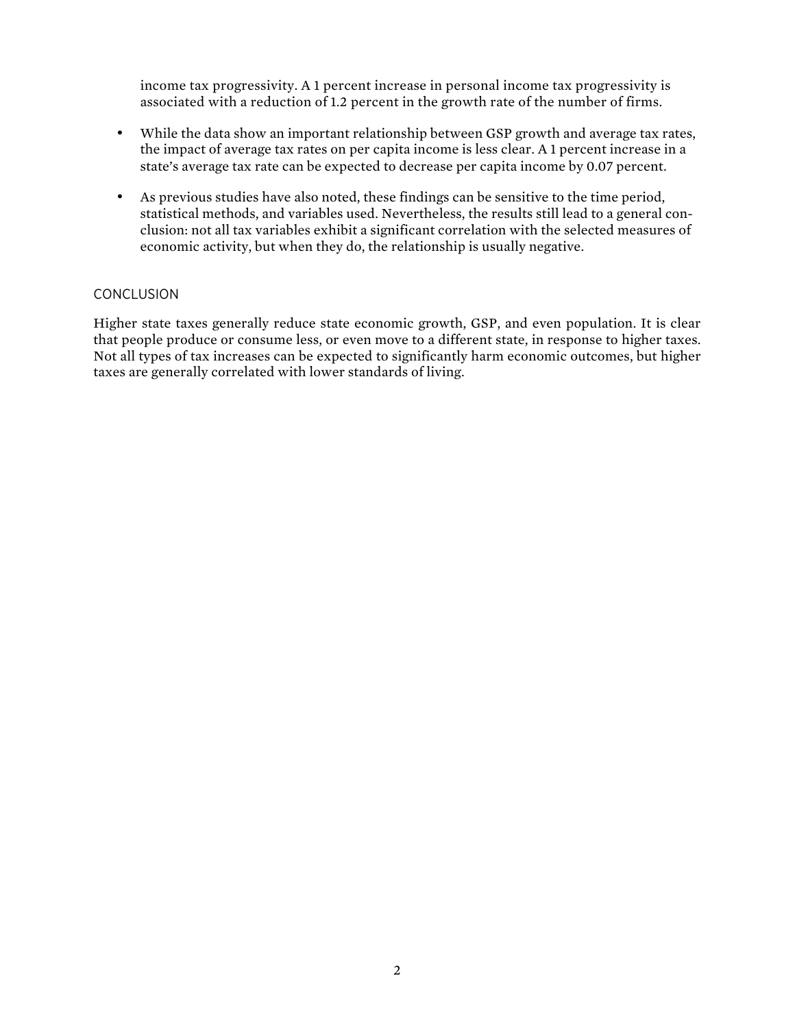income tax progressivity. A 1 percent increase in personal income tax progressivity is associated with a reduction of 1.2 percent in the growth rate of the number of firms.

- While the data show an important relationship between GSP growth and average tax rates, the impact of average tax rates on per capita income is less clear. A 1 percent increase in a state's average tax rate can be expected to decrease per capita income by 0.07 percent.
- As previous studies have also noted, these findings can be sensitive to the time period, statistical methods, and variables used. Nevertheless, the results still lead to a general conclusion: not all tax variables exhibit a significant correlation with the selected measures of economic activity, but when they do, the relationship is usually negative.

## CONCLUSION

Higher state taxes generally reduce state economic growth, GSP, and even population. It is clear that people produce or consume less, or even move to a different state, in response to higher taxes. Not all types of tax increases can be expected to significantly harm economic outcomes, but higher taxes are generally correlated with lower standards of living.